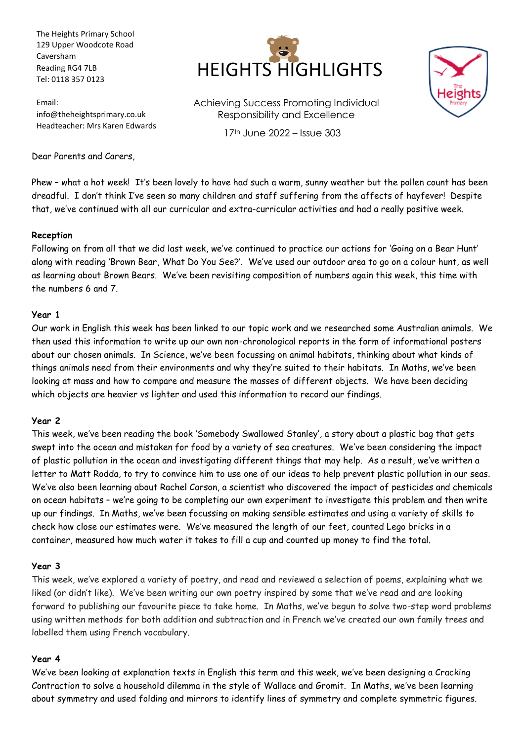The Heights Primary School
129 Upper Woodcote Road
Caversham
Reading RG4 7LB
Tel: 0118 357 0123

Email:
info@theheightsprimary.co.uk
Headteacher: Mrs Karen Edwards

# HEIGHTS HIGHLIGHTS

Achieving Success Promoting Individual Responsibility and Excellence

17th June 2022 – Issue 303

Dear Parents and Carers,

Phew – what a hot week! It's been lovely to have had such a warm, sunny weather but the pollen count has been dreadful. I don't think I've seen so many children and staff suffering from the affects of hayfever! Despite that, we've continued with all our curricular and extra-curricular activities and had a really positive week.

**Reception**

Following on from all that we did last week, we've continued to practice our actions for 'Going on a Bear Hunt' along with reading 'Brown Bear, What Do You See?'. We've used our outdoor area to go on a colour hunt, as well as learning about Brown Bears. We've been revisiting composition of numbers again this week, this time with the numbers 6 and 7.

**Year 1**

Our work in English this week has been linked to our topic work and we researched some Australian animals. We then used this information to write up our own non-chronological reports in the form of informational posters about our chosen animals. In Science, we've been focussing on animal habitats, thinking about what kinds of things animals need from their environments and why they're suited to their habitats. In Maths, we've been looking at mass and how to compare and measure the masses of different objects. We have been deciding which objects are heavier vs lighter and used this information to record our findings.

**Year 2**

This week, we've been reading the book 'Somebody Swallowed Stanley', a story about a plastic bag that gets swept into the ocean and mistaken for food by a variety of sea creatures. We've been considering the impact of plastic pollution in the ocean and investigating different things that may help. As a result, we've written a letter to Matt Rodda, to try to convince him to use one of our ideas to help prevent plastic pollution in our seas. We've also been learning about Rachel Carson, a scientist who discovered the impact of pesticides and chemicals on ocean habitats – we're going to be completing our own experiment to investigate this problem and then write up our findings. In Maths, we've been focussing on making sensible estimates and using a variety of skills to check how close our estimates were. We've measured the length of our feet, counted Lego bricks in a container, measured how much water it takes to fill a cup and counted up money to find the total.

**Year 3**

This week, we've explored a variety of poetry, and read and reviewed a selection of poems, explaining what we liked (or didn't like). We've been writing our own poetry inspired by some that we've read and are looking forward to publishing our favourite piece to take home. In Maths, we've begun to solve two-step word problems using written methods for both addition and subtraction and in French we've created our own family trees and labelled them using French vocabulary.

**Year 4**

We've been looking at explanation texts in English this term and this week, we've been designing a Cracking Contraction to solve a household dilemma in the style of Wallace and Gromit. In Maths, we've been learning about symmetry and used folding and mirrors to identify lines of symmetry and complete symmetric figures.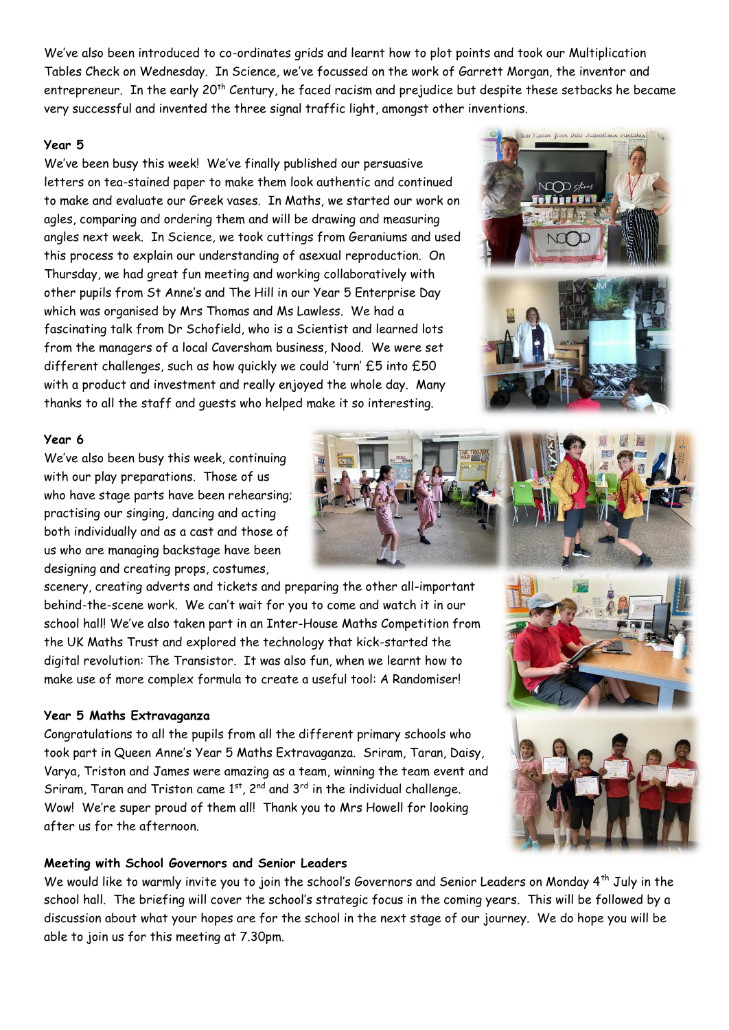We've also been introduced to co-ordinates grids and learnt how to plot points and took our Multiplication Tables Check on Wednesday. In Science, we've focussed on the work of Garrett Morgan, the inventor and entrepreneur. In the early 20th Century, he faced racism and prejudice but despite these setbacks he became very successful and invented the three signal traffic light, amongst other inventions.

**Year 5**

We've been busy this week! We've finally published our persuasive letters on tea-stained paper to make them look authentic and continued to make and evaluate our Greek vases. In Maths, we started our work on agles, comparing and ordering them and will be drawing and measuring angles next week. In Science, we took cuttings from Geraniums and used this process to explain our understanding of asexual reproduction. On Thursday, we had great fun meeting and working collaboratively with other pupils from St Anne's and The Hill in our Year 5 Enterprise Day which was organised by Mrs Thomas and Ms Lawless. We had a fascinating talk from Dr Schofield, who is a Scientist and learned lots from the managers of a local Caversham business, Nood. We were set different challenges, such as how quickly we could 'turn' £5 into £50 with a product and investment and really enjoyed the whole day. Many thanks to all the staff and guests who helped make it so interesting.

**Year 6**

We've also been busy this week, continuing with our play preparations. Those of us who have stage parts have been rehearsing; practising our singing, dancing and acting both individually and as a cast and those of us who are managing backstage have been designing and creating props, costumes, scenery, creating adverts and tickets and preparing the other all-important behind-the-scene work. We can't wait for you to come and watch it in our school hall! We've also taken part in an Inter-House Maths Competition from the UK Maths Trust and explored the technology that kick-started the digital revolution: The Transistor. It was also fun, when we learnt how to make use of more complex formula to create a useful tool: A Randomiser!

**Year 5 Maths Extravaganza**

Congratulations to all the pupils from all the different primary schools who took part in Queen Anne's Year 5 Maths Extravaganza. Sriram, Taran, Daisy, Varya, Triston and James were amazing as a team, winning the team event and Sriram, Taran and Triston came 1st, 2nd and 3rd in the individual challenge. Wow! We're super proud of them all! Thank you to Mrs Howell for looking after us for the afternoon.

**Meeting with School Governors and Senior Leaders**

We would like to warmly invite you to join the school's Governors and Senior Leaders on Monday 4th July in the school hall. The briefing will cover the school's strategic focus in the coming years. This will be followed by a discussion about what your hopes are for the school in the next stage of our journey. We do hope you will be able to join us for this meeting at 7.30pm.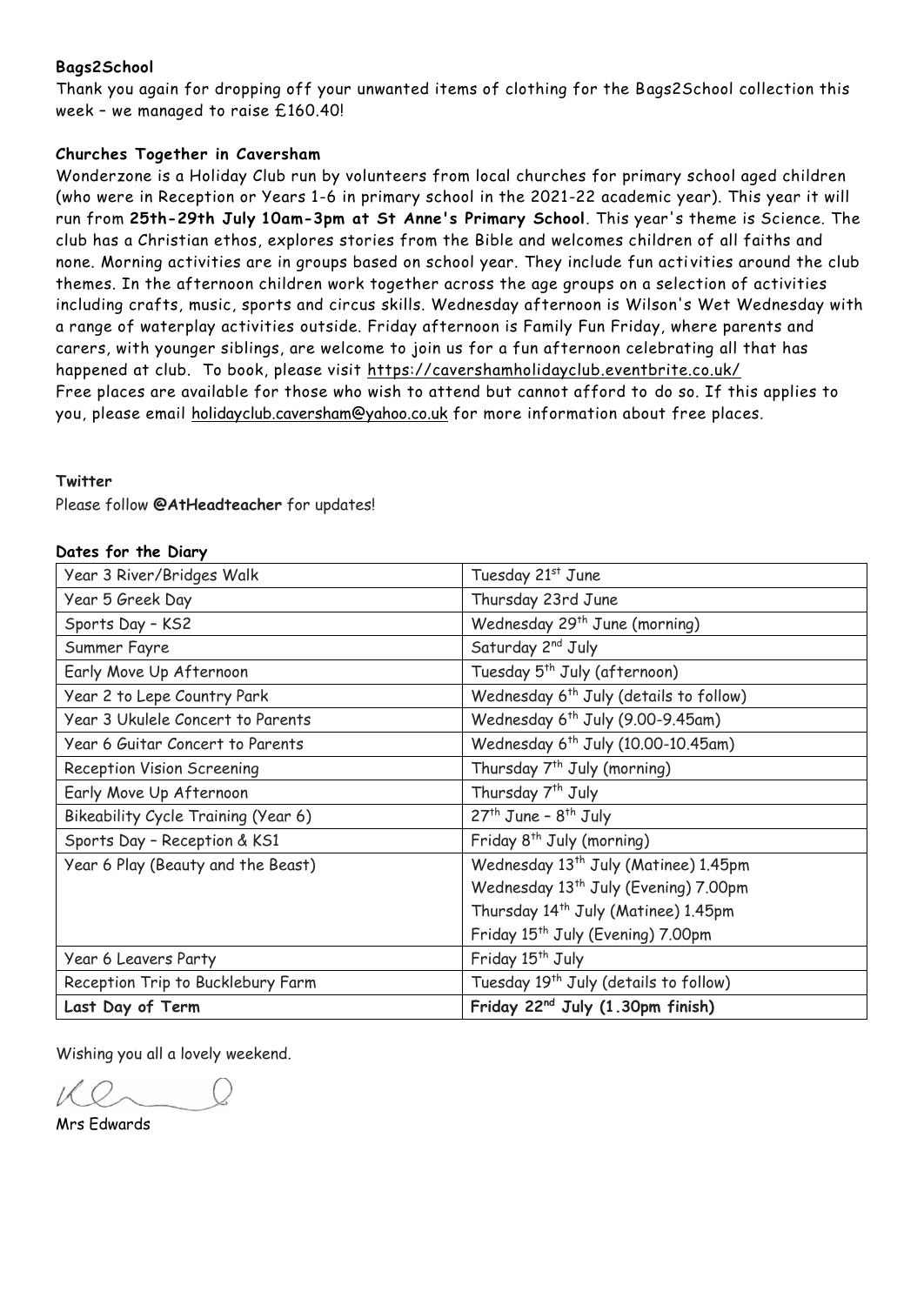**Bags2School**

Thank you again for dropping off your unwanted items of clothing for the Bags2School collection this week – we managed to raise £160.40!

**Churches Together in Caversham**

Wonderzone is a Holiday Club run by volunteers from local churches for primary school aged children (who were in Reception or Years 1-6 in primary school in the 2021-22 academic year). This year it will run from **25th-29th July 10am-3pm at St Anne's Primary School**. This year's theme is Science. The club has a Christian ethos, explores stories from the Bible and welcomes children of all faiths and none. Morning activities are in groups based on school year. They include fun activities around the club themes. In the afternoon children work together across the age groups on a selection of activities including crafts, music, sports and circus skills. Wednesday afternoon is Wilson's Wet Wednesday with a range of waterplay activities outside. Friday afternoon is Family Fun Friday, where parents and carers, with younger siblings, are welcome to join us for a fun afternoon celebrating all that has happened at club. To book, please visit https://cavershamholidayclub.eventbrite.co.uk/
Free places are available for those who wish to attend but cannot afford to do so. If this applies to you, please email holidayclub.caversham@yahoo.co.uk for more information about free places.

**Twitter**

Please follow **@AtHeadteacher** for updates!

**Dates for the Diary**

| | |
|---|---|
| Year 3 River/Bridges Walk | Tuesday 21st June |
| Year 5 Greek Day | Thursday 23rd June |
| Sports Day – KS2 | Wednesday 29th June (morning) |
| Summer Fayre | Saturday 2nd July |
| Early Move Up Afternoon | Tuesday 5th July (afternoon) |
| Year 2 to Lepe Country Park | Wednesday 6th July (details to follow) |
| Year 3 Ukulele Concert to Parents | Wednesday 6th July (9.00-9.45am) |
| Year 6 Guitar Concert to Parents | Wednesday 6th July (10.00-10.45am) |
| Reception Vision Screening | Thursday 7th July (morning) |
| Early Move Up Afternoon | Thursday 7th July |
| Bikeability Cycle Training (Year 6) | 27th June – 8th July |
| Sports Day – Reception & KS1 | Friday 8th July (morning) |
| Year 6 Play (Beauty and the Beast) | Wednesday 13th July (Matinee) 1.45pm<br>Wednesday 13th July (Evening) 7.00pm<br>Thursday 14th July (Matinee) 1.45pm<br>Friday 15th July (Evening) 7.00pm |
| Year 6 Leavers Party | Friday 15th July |
| Reception Trip to Bucklebury Farm | Tuesday 19th July (details to follow) |
| **Last Day of Term** | **Friday 22nd July (1.30pm finish)** |

Wishing you all a lovely weekend.

Mrs Edwards